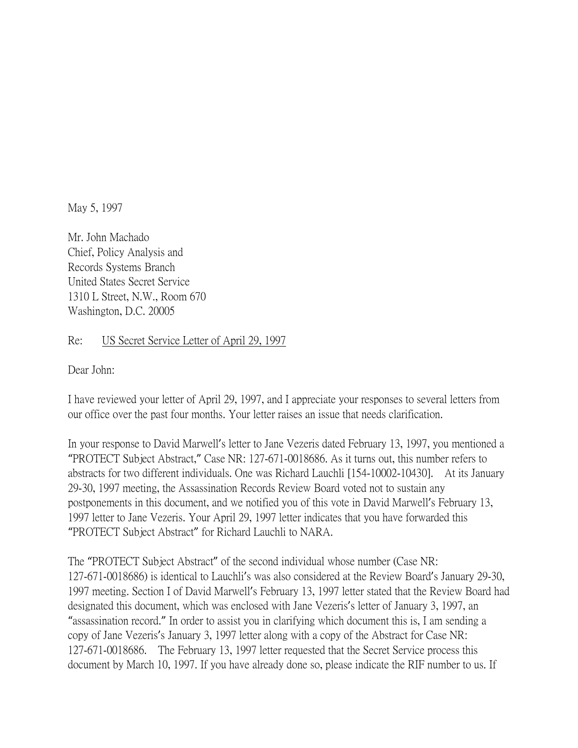May 5, 1997

Mr. John Machado
Chief, Policy Analysis and
Records Systems Branch
United States Secret Service
1310 L Street, N.W., Room 670
Washington, D.C. 20005

Re: US Secret Service Letter of April 29, 1997

Dear John:

I have reviewed your letter of April 29, 1997, and I appreciate your responses to several letters from our office over the past four months. Your letter raises an issue that needs clarification.

In your response to David Marwell's letter to Jane Vezeris dated February 13, 1997, you mentioned a "PROTECT Subject Abstract," Case NR: 127-671-0018686. As it turns out, this number refers to abstracts for two different individuals. One was Richard Lauchli [154-10002-10430]. At its January 29-30, 1997 meeting, the Assassination Records Review Board voted not to sustain any postponements in this document, and we notified you of this vote in David Marwell's February 13, 1997 letter to Jane Vezeris. Your April 29, 1997 letter indicates that you have forwarded this "PROTECT Subject Abstract" for Richard Lauchli to NARA.

The "PROTECT Subject Abstract" of the second individual whose number (Case NR: 127-671-0018686) is identical to Lauchli's was also considered at the Review Board's January 29-30, 1997 meeting. Section I of David Marwell's February 13, 1997 letter stated that the Review Board had designated this document, which was enclosed with Jane Vezeris's letter of January 3, 1997, an "assassination record." In order to assist you in clarifying which document this is, I am sending a copy of Jane Vezeris's January 3, 1997 letter along with a copy of the Abstract for Case NR: 127-671-0018686. The February 13, 1997 letter requested that the Secret Service process this document by March 10, 1997. If you have already done so, please indicate the RIF number to us. If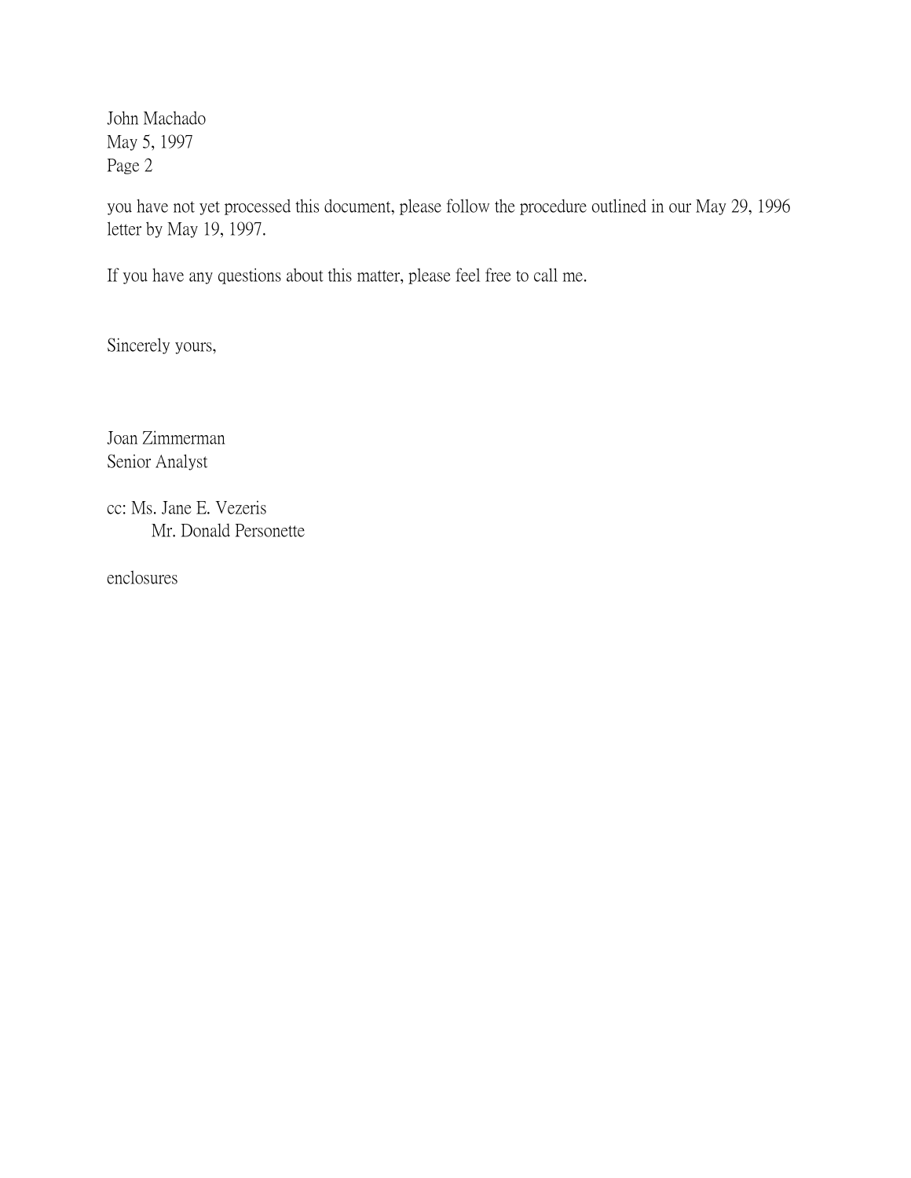you have not yet processed this document, please follow the procedure outlined in our May 29, 1996 letter by May 19, 1997.

If you have any questions about this matter, please feel free to call me.

Sincerely yours,

Joan Zimmerman
Senior Analyst

cc: Ms. Jane E. Vezeris
 Mr. Donald Personette

enclosures